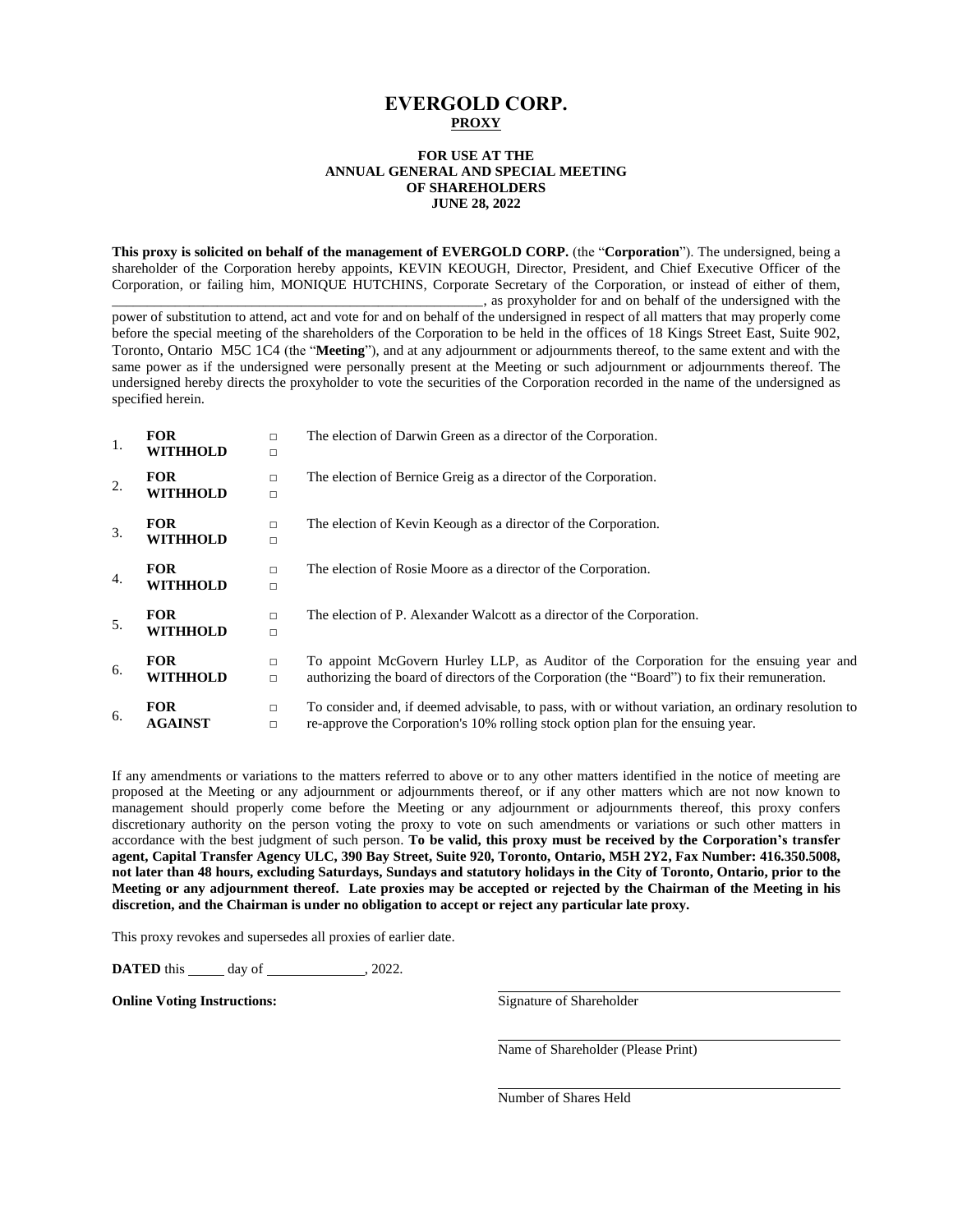# EVERGOLD CORP.

## PROXY

**FOR USE AT THE ANNUAL GENERAL AND SPECIAL MEETING OF SHAREHOLDERS JUNE 28, 2022**

**This proxy is solicited on behalf of the management of EVERGOLD CORP.** (the "**Corporation**"). The undersigned, being a shareholder of the Corporation hereby appoints, KEVIN KEOUGH, Director, President, and Chief Executive Officer of the Corporation, or failing him, MONIQUE HUTCHINS, Corporate Secretary of the Corporation, or instead of either of them, \_\_\_\_\_\_\_\_\_\_\_\_\_\_\_\_\_\_\_\_\_\_\_\_\_\_\_\_\_\_\_\_\_\_\_\_\_\_\_\_\_\_\_\_\_\_\_\_, as proxyholder for and on behalf of the undersigned with the power of substitution to attend, act and vote for and on behalf of the undersigned in respect of all matters that may properly come before the special meeting of the shareholders of the Corporation to be held in the offices of 18 Kings Street East, Suite 902, Toronto, Ontario M5C 1C4 (the "**Meeting**"), and at any adjournment or adjournments thereof, to the same extent and with the same power as if the undersigned were personally present at the Meeting or such adjournment or adjournments thereof. The undersigned hereby directs the proxyholder to vote the securities of the Corporation recorded in the name of the undersigned as specified herein.

| | | | |
|---|---|---|---|
| 1. | **FOR**<br>**WITHHOLD** | □<br>□ | The election of Darwin Green as a director of the Corporation. |
| 2. | **FOR**<br>**WITHHOLD** | □<br>□ | The election of Bernice Greig as a director of the Corporation. |
| 3. | **FOR**<br>**WITHHOLD** | □<br>□ | The election of Kevin Keough as a director of the Corporation. |
| 4. | **FOR**<br>**WITHHOLD** | □<br>□ | The election of Rosie Moore as a director of the Corporation. |
| 5. | **FOR**<br>**WITHHOLD** | □<br>□ | The election of P. Alexander Walcott as a director of the Corporation. |
| 6. | **FOR**<br>**WITHHOLD** | □<br>□ | To appoint McGovern Hurley LLP, as Auditor of the Corporation for the ensuing year and authorizing the board of directors of the Corporation (the "Board") to fix their remuneration. |
| 6. | **FOR**<br>**AGAINST** | □<br>□ | To consider and, if deemed advisable, to pass, with or without variation, an ordinary resolution to re-approve the Corporation's 10% rolling stock option plan for the ensuing year. |

If any amendments or variations to the matters referred to above or to any other matters identified in the notice of meeting are proposed at the Meeting or any adjournment or adjournments thereof, or if any other matters which are not now known to management should properly come before the Meeting or any adjournment or adjournments thereof, this proxy confers discretionary authority on the person voting the proxy to vote on such amendments or variations or such other matters in accordance with the best judgment of such person. **To be valid, this proxy must be received by the Corporation's transfer agent, Capital Transfer Agency ULC, 390 Bay Street, Suite 920, Toronto, Ontario, M5H 2Y2, Fax Number: 416.350.5008, not later than 48 hours, excluding Saturdays, Sundays and statutory holidays in the City of Toronto, Ontario, prior to the Meeting or any adjournment thereof. Late proxies may be accepted or rejected by the Chairman of the Meeting in his discretion, and the Chairman is under no obligation to accept or reject any particular late proxy.**

This proxy revokes and supersedes all proxies of earlier date.

**DATED** this \_\_\_\_\_ day of \_\_\_\_\_\_\_\_\_\_\_\_\_\_, 2022.

**Online Voting Instructions:**

\_\_\_\_\_\_\_\_\_\_\_\_\_\_\_\_\_\_\_\_\_\_\_\_\_\_\_\_\_\_\_\_\_\_\_\_\_\_
Signature of Shareholder

\_\_\_\_\_\_\_\_\_\_\_\_\_\_\_\_\_\_\_\_\_\_\_\_\_\_\_\_\_\_\_\_\_\_\_\_\_\_
Name of Shareholder (Please Print)

\_\_\_\_\_\_\_\_\_\_\_\_\_\_\_\_\_\_\_\_\_\_\_\_\_\_\_\_\_\_\_\_\_\_\_\_\_\_
Number of Shares Held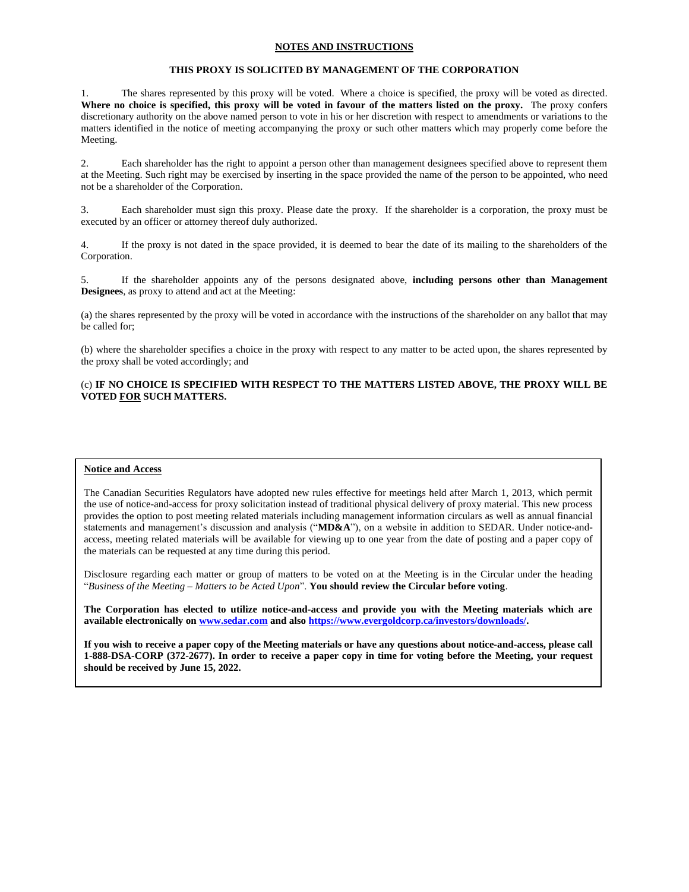## NOTES AND INSTRUCTIONS

**THIS PROXY IS SOLICITED BY MANAGEMENT OF THE CORPORATION**

1. The shares represented by this proxy will be voted. Where a choice is specified, the proxy will be voted as directed. **Where no choice is specified, this proxy will be voted in favour of the matters listed on the proxy.** The proxy confers discretionary authority on the above named person to vote in his or her discretion with respect to amendments or variations to the matters identified in the notice of meeting accompanying the proxy or such other matters which may properly come before the Meeting.

2. Each shareholder has the right to appoint a person other than management designees specified above to represent them at the Meeting. Such right may be exercised by inserting in the space provided the name of the person to be appointed, who need not be a shareholder of the Corporation.

3. Each shareholder must sign this proxy. Please date the proxy. If the shareholder is a corporation, the proxy must be executed by an officer or attorney thereof duly authorized.

4. If the proxy is not dated in the space provided, it is deemed to bear the date of its mailing to the shareholders of the Corporation.

5. If the shareholder appoints any of the persons designated above, **including persons other than Management Designees**, as proxy to attend and act at the Meeting:

(a) the shares represented by the proxy will be voted in accordance with the instructions of the shareholder on any ballot that may be called for;

(b) where the shareholder specifies a choice in the proxy with respect to any matter to be acted upon, the shares represented by the proxy shall be voted accordingly; and

(c) **IF NO CHOICE IS SPECIFIED WITH RESPECT TO THE MATTERS LISTED ABOVE, THE PROXY WILL BE VOTED FOR SUCH MATTERS.**

**Notice and Access**

The Canadian Securities Regulators have adopted new rules effective for meetings held after March 1, 2013, which permit the use of notice-and-access for proxy solicitation instead of traditional physical delivery of proxy material. This new process provides the option to post meeting related materials including management information circulars as well as annual financial statements and management's discussion and analysis ("**MD&A**"), on a website in addition to SEDAR. Under notice-and-access, meeting related materials will be available for viewing up to one year from the date of posting and a paper copy of the materials can be requested at any time during this period.

Disclosure regarding each matter or group of matters to be voted on at the Meeting is in the Circular under the heading "*Business of the Meeting – Matters to be Acted Upon*". **You should review the Circular before voting**.

**The Corporation has elected to utilize notice-and-access and provide you with the Meeting materials which are available electronically on www.sedar.com and also https://www.evergoldcorp.ca/investors/downloads/.**

**If you wish to receive a paper copy of the Meeting materials or have any questions about notice-and-access, please call 1-888-DSA-CORP (372-2677). In order to receive a paper copy in time for voting before the Meeting, your request should be received by June 15, 2022.**